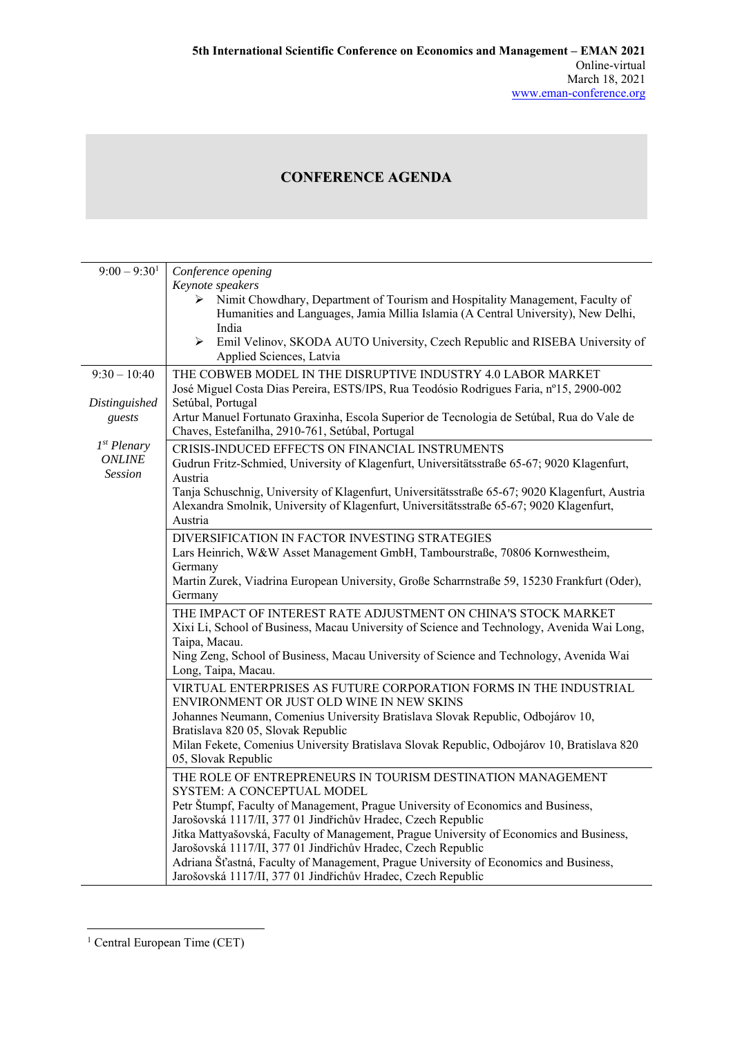**5th International Scientific Conference on Economics and Management – EMAN 2021**
Online-virtual
March 18, 2021
www.eman-conference.org

## CONFERENCE AGENDA

| | |
|---|---|
| 9:00 – 9:30[1] | *Conference opening*<br>*Keynote speakers*<br>➢ Nimit Chowdhary, Department of Tourism and Hospitality Management, Faculty of Humanities and Languages, Jamia Millia Islamia (A Central University), New Delhi, India<br>➢ Emil Velinov, SKODA AUTO University, Czech Republic and RISEBA University of Applied Sciences, Latvia |
| 9:30 – 10:40<br><br>*Distinguished guests*<br><br>*1st Plenary ONLINE Session* | THE COBWEB MODEL IN THE DISRUPTIVE INDUSTRY 4.0 LABOR MARKET<br>José Miguel Costa Dias Pereira, ESTS/IPS, Rua Teodósio Rodrigues Faria, nº15, 2900-002 Setúbal, Portugal<br>Artur Manuel Fortunato Graxinha, Escola Superior de Tecnologia de Setúbal, Rua do Vale de Chaves, Estefanilha, 2910-761, Setúbal, Portugal |
| | CRISIS-INDUCED EFFECTS ON FINANCIAL INSTRUMENTS<br>Gudrun Fritz-Schmied, University of Klagenfurt, Universitätsstraße 65-67; 9020 Klagenfurt, Austria<br>Tanja Schuschnig, University of Klagenfurt, Universitätsstraße 65-67; 9020 Klagenfurt, Austria<br>Alexandra Smolnik, University of Klagenfurt, Universitätsstraße 65-67; 9020 Klagenfurt, Austria |
| | DIVERSIFICATION IN FACTOR INVESTING STRATEGIES<br>Lars Heinrich, W&W Asset Management GmbH, Tambourstraße, 70806 Kornwestheim, Germany<br>Martin Zurek, Viadrina European University, Große Scharrnstraße 59, 15230 Frankfurt (Oder), Germany |
| | THE IMPACT OF INTEREST RATE ADJUSTMENT ON CHINA'S STOCK MARKET<br>Xixi Li, School of Business, Macau University of Science and Technology, Avenida Wai Long, Taipa, Macau.<br>Ning Zeng, School of Business, Macau University of Science and Technology, Avenida Wai Long, Taipa, Macau. |
| | VIRTUAL ENTERPRISES AS FUTURE CORPORATION FORMS IN THE INDUSTRIAL ENVIRONMENT OR JUST OLD WINE IN NEW SKINS<br>Johannes Neumann, Comenius University Bratislava Slovak Republic, Odbojárov 10, Bratislava 820 05, Slovak Republic<br>Milan Fekete, Comenius University Bratislava Slovak Republic, Odbojárov 10, Bratislava 820 05, Slovak Republic |
| | THE ROLE OF ENTREPRENEURS IN TOURISM DESTINATION MANAGEMENT SYSTEM: A CONCEPTUAL MODEL<br>Petr Štumpf, Faculty of Management, Prague University of Economics and Business, Jarošovská 1117/II, 377 01 Jindřichův Hradec, Czech Republic<br>Jitka Mattyašovská, Faculty of Management, Prague University of Economics and Business, Jarošovská 1117/II, 377 01 Jindřichův Hradec, Czech Republic<br>Adriana Šťastná, Faculty of Management, Prague University of Economics and Business, Jarošovská 1117/II, 377 01 Jindřichův Hradec, Czech Republic |

[1] Central European Time (CET)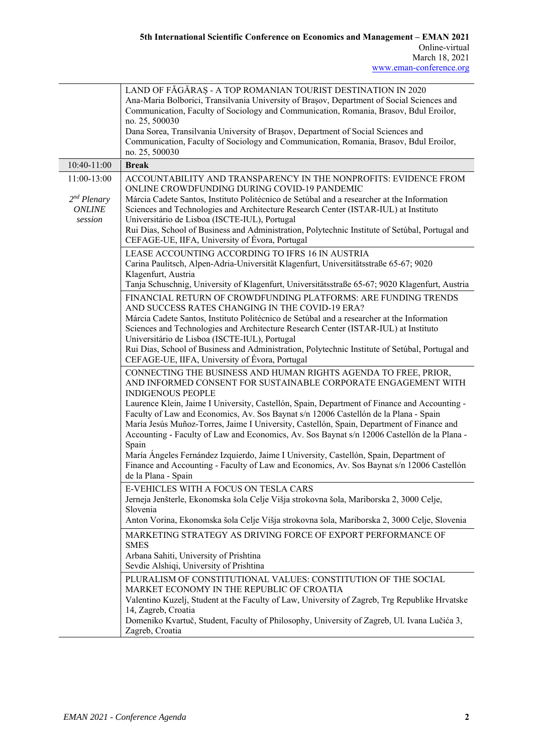| | |
|---|---|
| | LAND OF FĂGĂRAȘ - A TOP ROMANIAN TOURIST DESTINATION IN 2020<br>Ana-Maria Bolborici, Transilvania University of Brașov, Department of Social Sciences and Communication, Faculty of Sociology and Communication, Romania, Brasov, Bdul Eroilor, no. 25, 500030<br>Dana Sorea, Transilvania University of Brașov, Department of Social Sciences and Communication, Faculty of Sociology and Communication, Romania, Brasov, Bdul Eroilor, no. 25, 500030 |
| 10:40-11:00 | **Break** |
| 11:00-13:00<br><br>*2nd Plenary ONLINE session* | ACCOUNTABILITY AND TRANSPARENCY IN THE NONPROFITS: EVIDENCE FROM ONLINE CROWDFUNDING DURING COVID-19 PANDEMIC<br>Márcia Cadete Santos, Instituto Politécnico de Setúbal and a researcher at the Information Sciences and Technologies and Architecture Research Center (ISTAR-IUL) at Instituto Universitário de Lisboa (ISCTE-IUL), Portugal<br>Rui Dias, School of Business and Administration, Polytechnic Institute of Setúbal, Portugal and CEFAGE-UE, IIFA, University of Évora, Portugal |
| | LEASE ACCOUNTING ACCORDING TO IFRS 16 IN AUSTRIA<br>Carina Paulitsch, Alpen-Adria-Universität Klagenfurt, Universitätsstraße 65-67; 9020 Klagenfurt, Austria<br>Tanja Schuschnig, University of Klagenfurt, Universitätsstraße 65-67; 9020 Klagenfurt, Austria |
| | FINANCIAL RETURN OF CROWDFUNDING PLATFORMS: ARE FUNDING TRENDS AND SUCCESS RATES CHANGING IN THE COVID-19 ERA?<br>Márcia Cadete Santos, Instituto Politécnico de Setúbal and a researcher at the Information Sciences and Technologies and Architecture Research Center (ISTAR-IUL) at Instituto Universitário de Lisboa (ISCTE-IUL), Portugal<br>Rui Dias, School of Business and Administration, Polytechnic Institute of Setúbal, Portugal and CEFAGE-UE, IIFA, University of Évora, Portugal |
| | CONNECTING THE BUSINESS AND HUMAN RIGHTS AGENDA TO FREE, PRIOR, AND INFORMED CONSENT FOR SUSTAINABLE CORPORATE ENGAGEMENT WITH INDIGENOUS PEOPLE<br>Laurence Klein, Jaime I University, Castellón, Spain, Department of Finance and Accounting - Faculty of Law and Economics, Av. Sos Baynat s/n 12006 Castellón de la Plana - Spain<br>María Jesús Muñoz-Torres, Jaime I University, Castellón, Spain, Department of Finance and Accounting - Faculty of Law and Economics, Av. Sos Baynat s/n 12006 Castellón de la Plana - Spain<br>María Ángeles Fernández Izquierdo, Jaime I University, Castellón, Spain, Department of Finance and Accounting - Faculty of Law and Economics, Av. Sos Baynat s/n 12006 Castellón de la Plana - Spain |
| | E-VEHICLES WITH A FOCUS ON TESLA CARS<br>Jerneja Jenšterle, Ekonomska šola Celje Višja strokovna šola, Mariborska 2, 3000 Celje, Slovenia<br>Anton Vorina, Ekonomska šola Celje Višja strokovna šola, Mariborska 2, 3000 Celje, Slovenia |
| | MARKETING STRATEGY AS DRIVING FORCE OF EXPORT PERFORMANCE OF SMES<br>Arbana Sahiti, University of Prishtina<br>Sevdie Alshiqi, University of Prishtina |
| | PLURALISM OF CONSTITUTIONAL VALUES: CONSTITUTION OF THE SOCIAL MARKET ECONOMY IN THE REPUBLIC OF CROATIA<br>Valentino Kuzelj, Student at the Faculty of Law, University of Zagreb, Trg Republike Hrvatske 14, Zagreb, Croatia<br>Domeniko Kvartuč, Student, Faculty of Philosophy, University of Zagreb, Ul. Ivana Lučića 3, Zagreb, Croatia |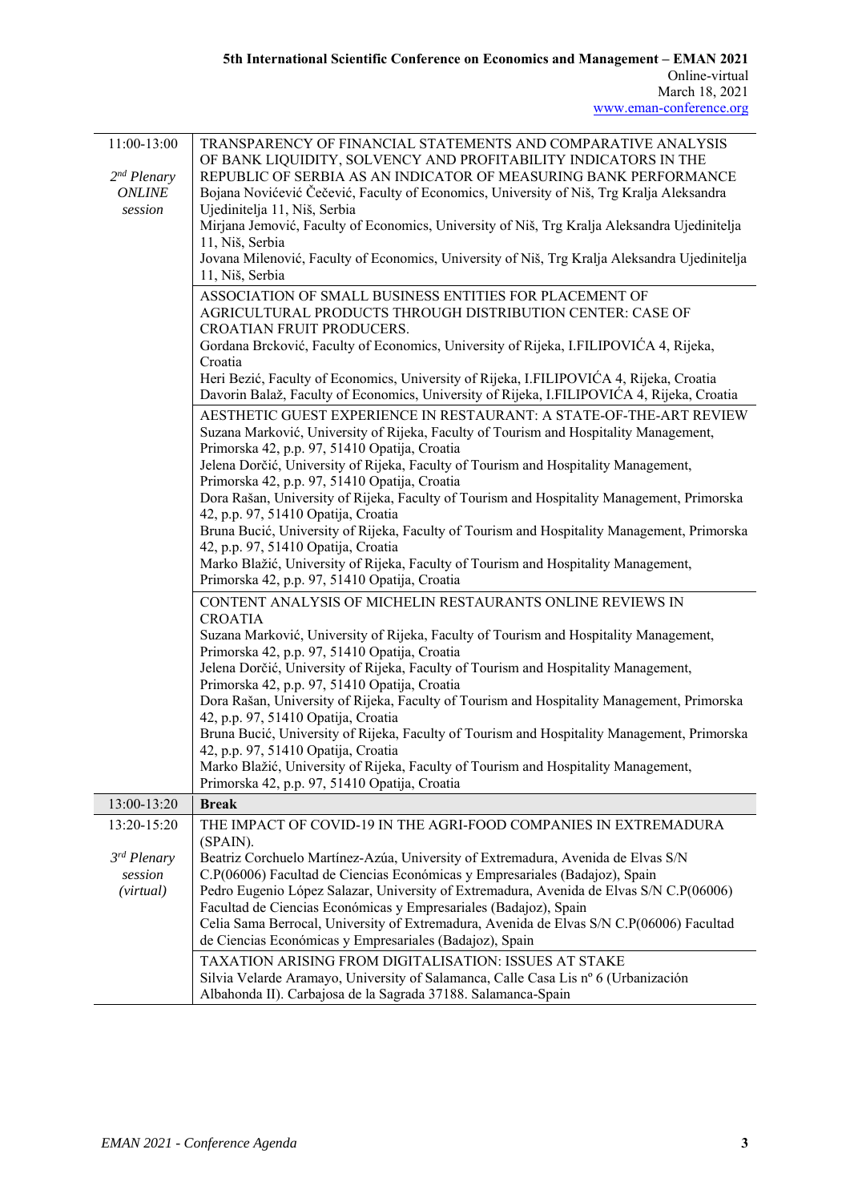| | |
|---|---|
| 11:00-13:00<br><br>*2nd Plenary ONLINE session* | TRANSPARENCY OF FINANCIAL STATEMENTS AND COMPARATIVE ANALYSIS OF BANK LIQUIDITY, SOLVENCY AND PROFITABILITY INDICATORS IN THE REPUBLIC OF SERBIA AS AN INDICATOR OF MEASURING BANK PERFORMANCE<br>Bojana Novićević Čečević, Faculty of Economics, University of Niš, Trg Kralja Aleksandra Ujedinitelja 11, Niš, Serbia<br>Mirjana Jemović, Faculty of Economics, University of Niš, Trg Kralja Aleksandra Ujedinitelja 11, Niš, Serbia<br>Jovana Milenović, Faculty of Economics, University of Niš, Trg Kralja Aleksandra Ujedinitelja 11, Niš, Serbia |
| | ASSOCIATION OF SMALL BUSINESS ENTITIES FOR PLACEMENT OF AGRICULTURAL PRODUCTS THROUGH DISTRIBUTION CENTER: CASE OF CROATIAN FRUIT PRODUCERS.<br>Gordana Brcković, Faculty of Economics, University of Rijeka, I.FILIPOVIĆA 4, Rijeka, Croatia<br>Heri Bezić, Faculty of Economics, University of Rijeka, I.FILIPOVIĆA 4, Rijeka, Croatia<br>Davorin Balaž, Faculty of Economics, University of Rijeka, I.FILIPOVIĆA 4, Rijeka, Croatia |
| | AESTHETIC GUEST EXPERIENCE IN RESTAURANT: A STATE-OF-THE-ART REVIEW<br>Suzana Marković, University of Rijeka, Faculty of Tourism and Hospitality Management, Primorska 42, p.p. 97, 51410 Opatija, Croatia<br>Jelena Dorčić, University of Rijeka, Faculty of Tourism and Hospitality Management, Primorska 42, p.p. 97, 51410 Opatija, Croatia<br>Dora Rašan, University of Rijeka, Faculty of Tourism and Hospitality Management, Primorska 42, p.p. 97, 51410 Opatija, Croatia<br>Bruna Bucić, University of Rijeka, Faculty of Tourism and Hospitality Management, Primorska 42, p.p. 97, 51410 Opatija, Croatia<br>Marko Blažić, University of Rijeka, Faculty of Tourism and Hospitality Management, Primorska 42, p.p. 97, 51410 Opatija, Croatia |
| | CONTENT ANALYSIS OF MICHELIN RESTAURANTS ONLINE REVIEWS IN CROATIA<br>Suzana Marković, University of Rijeka, Faculty of Tourism and Hospitality Management, Primorska 42, p.p. 97, 51410 Opatija, Croatia<br>Jelena Dorčić, University of Rijeka, Faculty of Tourism and Hospitality Management, Primorska 42, p.p. 97, 51410 Opatija, Croatia<br>Dora Rašan, University of Rijeka, Faculty of Tourism and Hospitality Management, Primorska 42, p.p. 97, 51410 Opatija, Croatia<br>Bruna Bucić, University of Rijeka, Faculty of Tourism and Hospitality Management, Primorska 42, p.p. 97, 51410 Opatija, Croatia<br>Marko Blažić, University of Rijeka, Faculty of Tourism and Hospitality Management, Primorska 42, p.p. 97, 51410 Opatija, Croatia |
| 13:00-13:20 | **Break** |
| 13:20-15:20<br><br>*3rd Plenary session (virtual)* | THE IMPACT OF COVID-19 IN THE AGRI-FOOD COMPANIES IN EXTREMADURA (SPAIN).<br>Beatriz Corchuelo Martínez-Azúa, University of Extremadura, Avenida de Elvas S/N C.P(06006) Facultad de Ciencias Económicas y Empresariales (Badajoz), Spain<br>Pedro Eugenio López Salazar, University of Extremadura, Avenida de Elvas S/N C.P(06006) Facultad de Ciencias Económicas y Empresariales (Badajoz), Spain<br>Celia Sama Berrocal, University of Extremadura, Avenida de Elvas S/N C.P(06006) Facultad de Ciencias Económicas y Empresariales (Badajoz), Spain |
| | TAXATION ARISING FROM DIGITALISATION: ISSUES AT STAKE<br>Silvia Velarde Aramayo, University of Salamanca, Calle Casa Lis nº 6 (Urbanización Albahonda II). Carbajosa de la Sagrada 37188. Salamanca-Spain |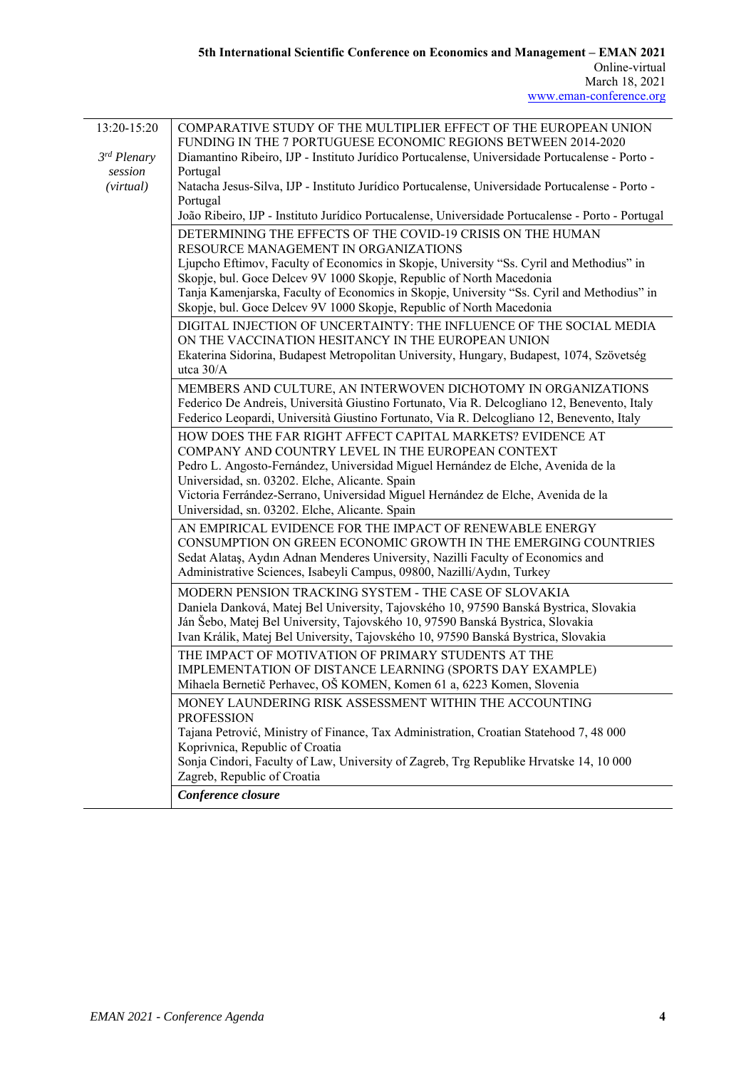| | |
|---|---|
| 13:20-15:20<br><br>*3rd Plenary session (virtual)* | COMPARATIVE STUDY OF THE MULTIPLIER EFFECT OF THE EUROPEAN UNION FUNDING IN THE 7 PORTUGUESE ECONOMIC REGIONS BETWEEN 2014-2020<br>Diamantino Ribeiro, IJP - Instituto Jurídico Portucalense, Universidade Portucalense - Porto - Portugal<br>Natacha Jesus-Silva, IJP - Instituto Jurídico Portucalense, Universidade Portucalense - Porto - Portugal<br>João Ribeiro, IJP - Instituto Jurídico Portucalense, Universidade Portucalense - Porto - Portugal |
| | DETERMINING THE EFFECTS OF THE COVID-19 CRISIS ON THE HUMAN RESOURCE MANAGEMENT IN ORGANIZATIONS<br>Ljupcho Eftimov, Faculty of Economics in Skopje, University "Ss. Cyril and Methodius" in Skopje, bul. Goce Delcev 9V 1000 Skopje, Republic of North Macedonia<br>Tanja Kamenjarska, Faculty of Economics in Skopje, University "Ss. Cyril and Methodius" in Skopje, bul. Goce Delcev 9V 1000 Skopje, Republic of North Macedonia |
| | DIGITAL INJECTION OF UNCERTAINTY: THE INFLUENCE OF THE SOCIAL MEDIA ON THE VACCINATION HESITANCY IN THE EUROPEAN UNION<br>Ekaterina Sidorina, Budapest Metropolitan University, Hungary, Budapest, 1074, Szövetség utca 30/A |
| | MEMBERS AND CULTURE, AN INTERWOVEN DICHOTOMY IN ORGANIZATIONS<br>Federico De Andreis, Università Giustino Fortunato, Via R. Delcogliano 12, Benevento, Italy<br>Federico Leopardi, Università Giustino Fortunato, Via R. Delcogliano 12, Benevento, Italy |
| | HOW DOES THE FAR RIGHT AFFECT CAPITAL MARKETS? EVIDENCE AT COMPANY AND COUNTRY LEVEL IN THE EUROPEAN CONTEXT<br>Pedro L. Angosto-Fernández, Universidad Miguel Hernández de Elche, Avenida de la Universidad, sn. 03202. Elche, Alicante. Spain<br>Victoria Ferrández-Serrano, Universidad Miguel Hernández de Elche, Avenida de la Universidad, sn. 03202. Elche, Alicante. Spain |
| | AN EMPIRICAL EVIDENCE FOR THE IMPACT OF RENEWABLE ENERGY CONSUMPTION ON GREEN ECONOMIC GROWTH IN THE EMERGING COUNTRIES<br>Sedat Alataş, Aydın Adnan Menderes University, Nazilli Faculty of Economics and Administrative Sciences, Isabeyli Campus, 09800, Nazilli/Aydın, Turkey |
| | MODERN PENSION TRACKING SYSTEM - THE CASE OF SLOVAKIA<br>Daniela Danková, Matej Bel University, Tajovského 10, 97590 Banská Bystrica, Slovakia<br>Ján Šebo, Matej Bel University, Tajovského 10, 97590 Banská Bystrica, Slovakia<br>Ivan Králik, Matej Bel University, Tajovského 10, 97590 Banská Bystrica, Slovakia |
| | THE IMPACT OF MOTIVATION OF PRIMARY STUDENTS AT THE IMPLEMENTATION OF DISTANCE LEARNING (SPORTS DAY EXAMPLE)<br>Mihaela Bernetič Perhavec, OŠ KOMEN, Komen 61 a, 6223 Komen, Slovenia |
| | MONEY LAUNDERING RISK ASSESSMENT WITHIN THE ACCOUNTING PROFESSION<br>Tajana Petrović, Ministry of Finance, Tax Administration, Croatian Statehood 7, 48 000 Koprivnica, Republic of Croatia<br>Sonja Cindori, Faculty of Law, University of Zagreb, Trg Republike Hrvatske 14, 10 000 Zagreb, Republic of Croatia |
| | ***Conference closure*** |